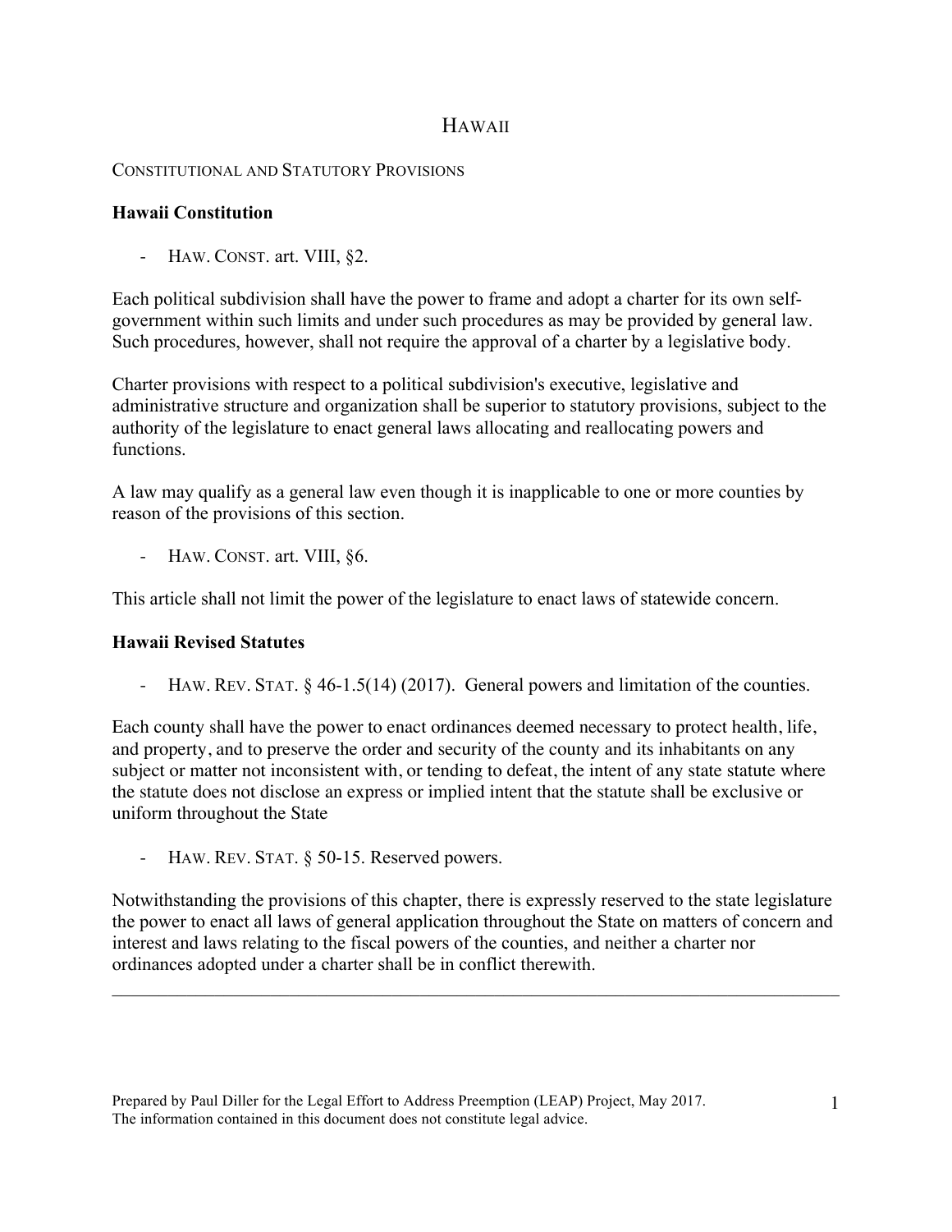# HAWAII

## CONSTITUTIONAL AND STATUTORY PROVISIONS

### Hawaii Constitution

- HAW. CONST. art. VIII, §2.

Each political subdivision shall have the power to frame and adopt a charter for its own self-government within such limits and under such procedures as may be provided by general law. Such procedures, however, shall not require the approval of a charter by a legislative body.

Charter provisions with respect to a political subdivision's executive, legislative and administrative structure and organization shall be superior to statutory provisions, subject to the authority of the legislature to enact general laws allocating and reallocating powers and functions.

A law may qualify as a general law even though it is inapplicable to one or more counties by reason of the provisions of this section.

- HAW. CONST. art. VIII, §6.

This article shall not limit the power of the legislature to enact laws of statewide concern.

### Hawaii Revised Statutes

- HAW. REV. STAT. § 46-1.5(14) (2017). General powers and limitation of the counties.

Each county shall have the power to enact ordinances deemed necessary to protect health, life, and property, and to preserve the order and security of the county and its inhabitants on any subject or matter not inconsistent with, or tending to defeat, the intent of any state statute where the statute does not disclose an express or implied intent that the statute shall be exclusive or uniform throughout the State

- HAW. REV. STAT. § 50-15. Reserved powers.

Notwithstanding the provisions of this chapter, there is expressly reserved to the state legislature the power to enact all laws of general application throughout the State on matters of concern and interest and laws relating to the fiscal powers of the counties, and neither a charter nor ordinances adopted under a charter shall be in conflict therewith.

---

Prepared by Paul Diller for the Legal Effort to Address Preemption (LEAP) Project, May 2017.
The information contained in this document does not constitute legal advice.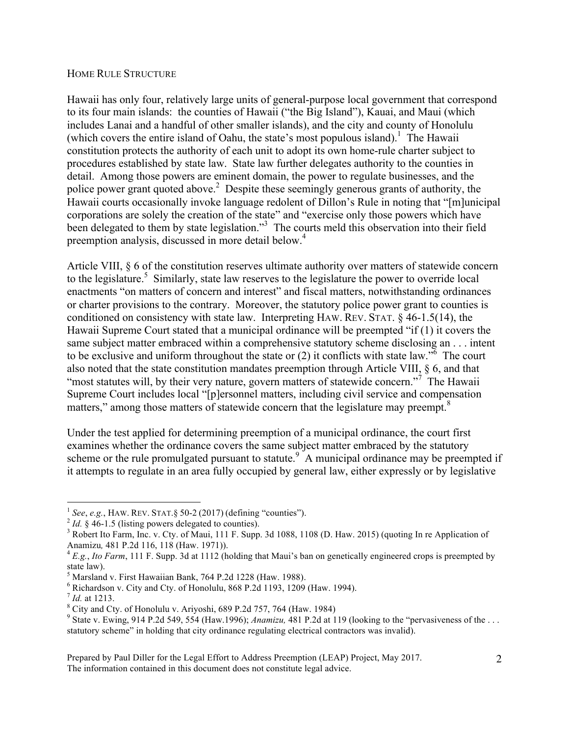## HOME RULE STRUCTURE

Hawaii has only four, relatively large units of general-purpose local government that correspond to its four main islands: the counties of Hawaii ("the Big Island"), Kauai, and Maui (which includes Lanai and a handful of other smaller islands), and the city and county of Honolulu (which covers the entire island of Oahu, the state's most populous island).[1] The Hawaii constitution protects the authority of each unit to adopt its own home-rule charter subject to procedures established by state law. State law further delegates authority to the counties in detail. Among those powers are eminent domain, the power to regulate businesses, and the police power grant quoted above.[2] Despite these seemingly generous grants of authority, the Hawaii courts occasionally invoke language redolent of Dillon's Rule in noting that "[m]unicipal corporations are solely the creation of the state" and "exercise only those powers which have been delegated to them by state legislation."[3] The courts meld this observation into their field preemption analysis, discussed in more detail below.[4]

Article VIII, § 6 of the constitution reserves ultimate authority over matters of statewide concern to the legislature.[5] Similarly, state law reserves to the legislature the power to override local enactments "on matters of concern and interest" and fiscal matters, notwithstanding ordinances or charter provisions to the contrary. Moreover, the statutory police power grant to counties is conditioned on consistency with state law. Interpreting HAW. REV. STAT. § 46-1.5(14), the Hawaii Supreme Court stated that a municipal ordinance will be preempted "if (1) it covers the same subject matter embraced within a comprehensive statutory scheme disclosing an . . . intent to be exclusive and uniform throughout the state or (2) it conflicts with state law."[6] The court also noted that the state constitution mandates preemption through Article VIII, § 6, and that "most statutes will, by their very nature, govern matters of statewide concern."[7] The Hawaii Supreme Court includes local "[p]ersonnel matters, including civil service and compensation matters," among those matters of statewide concern that the legislature may preempt.[8]

Under the test applied for determining preemption of a municipal ordinance, the court first examines whether the ordinance covers the same subject matter embraced by the statutory scheme or the rule promulgated pursuant to statute.[9] A municipal ordinance may be preempted if it attempts to regulate in an area fully occupied by general law, either expressly or by legislative

---

[1] *See*, *e.g.*, HAW. REV. STAT.§ 50-2 (2017) (defining "counties").

[2] *Id.* § 46-1.5 (listing powers delegated to counties).

[3] Robert Ito Farm, Inc. v. Cty. of Maui, 111 F. Supp. 3d 1088, 1108 (D. Haw. 2015) (quoting In re Application of Anamizu*,* 481 P.2d 116, 118 (Haw. 1971)).

[4] *E.g.*, *Ito Farm*, 111 F. Supp. 3d at 1112 (holding that Maui's ban on genetically engineered crops is preempted by state law).

[5] Marsland v. First Hawaiian Bank, 764 P.2d 1228 (Haw. 1988).

[6] Richardson v. City and Cty. of Honolulu, 868 P.2d 1193, 1209 (Haw. 1994).

[7] *Id.* at 1213.

[8] City and Cty. of Honolulu v. Ariyoshi, 689 P.2d 757, 764 (Haw. 1984)

[9] State v. Ewing, 914 P.2d 549, 554 (Haw.1996); *Anamizu,* 481 P.2d at 119 (looking to the "pervasiveness of the . . . statutory scheme" in holding that city ordinance regulating electrical contractors was invalid).

Prepared by Paul Diller for the Legal Effort to Address Preemption (LEAP) Project, May 2017.
The information contained in this document does not constitute legal advice.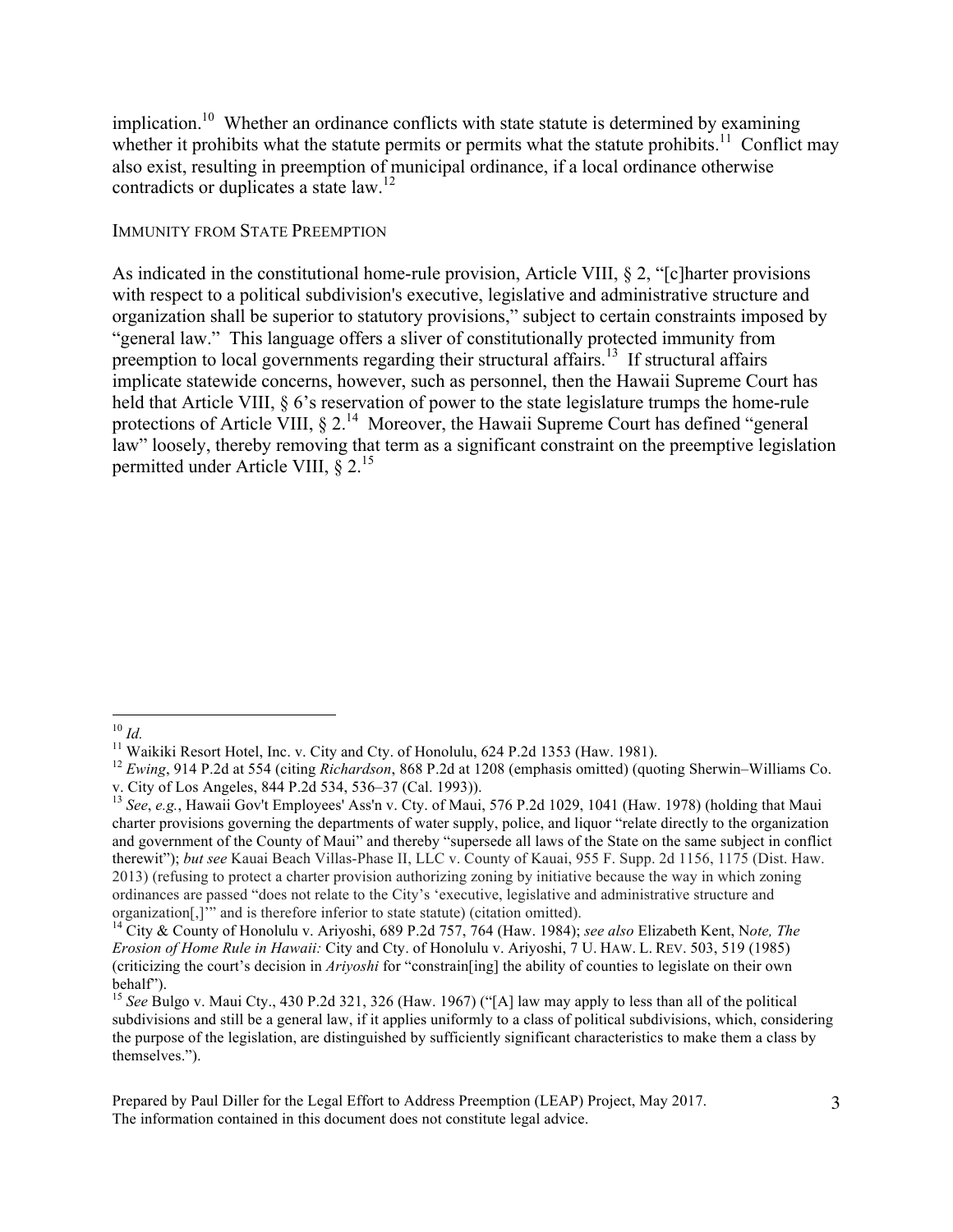implication.[10] Whether an ordinance conflicts with state statute is determined by examining whether it prohibits what the statute permits or permits what the statute prohibits.[11] Conflict may also exist, resulting in preemption of municipal ordinance, if a local ordinance otherwise contradicts or duplicates a state law.[12]

## IMMUNITY FROM STATE PREEMPTION

As indicated in the constitutional home-rule provision, Article VIII, § 2, "[c]harter provisions with respect to a political subdivision's executive, legislative and administrative structure and organization shall be superior to statutory provisions," subject to certain constraints imposed by "general law." This language offers a sliver of constitutionally protected immunity from preemption to local governments regarding their structural affairs.[13] If structural affairs implicate statewide concerns, however, such as personnel, then the Hawaii Supreme Court has held that Article VIII, § 6's reservation of power to the state legislature trumps the home-rule protections of Article VIII, § 2.[14] Moreover, the Hawaii Supreme Court has defined "general law" loosely, thereby removing that term as a significant constraint on the preemptive legislation permitted under Article VIII, § 2.[15]

---

[10] *Id.*

[11] Waikiki Resort Hotel, Inc. v. City and Cty. of Honolulu, 624 P.2d 1353 (Haw. 1981).

[12] *Ewing*, 914 P.2d at 554 (citing *Richardson*, 868 P.2d at 1208 (emphasis omitted) (quoting Sherwin–Williams Co. v. City of Los Angeles, 844 P.2d 534, 536–37 (Cal. 1993)).

[13] *See*, *e.g.*, Hawaii Gov't Employees' Ass'n v. Cty. of Maui, 576 P.2d 1029, 1041 (Haw. 1978) (holding that Maui charter provisions governing the departments of water supply, police, and liquor "relate directly to the organization and government of the County of Maui" and thereby "supersede all laws of the State on the same subject in conflict therewit"); *but see* Kauai Beach Villas-Phase II, LLC v. County of Kauai, 955 F. Supp. 2d 1156, 1175 (Dist. Haw. 2013) (refusing to protect a charter provision authorizing zoning by initiative because the way in which zoning ordinances are passed "does not relate to the City's 'executive, legislative and administrative structure and organization[,]'" and is therefore inferior to state statute) (citation omitted).

[14] City & County of Honolulu v. Ariyoshi, 689 P.2d 757, 764 (Haw. 1984); *see also* Elizabeth Kent, N*ote, The Erosion of Home Rule in Hawaii:* City and Cty. of Honolulu v. Ariyoshi, 7 U. HAW. L. REV. 503, 519 (1985) (criticizing the court's decision in *Ariyoshi* for "constrain[ing] the ability of counties to legislate on their own behalf").

[15] *See* Bulgo v. Maui Cty., 430 P.2d 321, 326 (Haw. 1967) ("[A] law may apply to less than all of the political subdivisions and still be a general law, if it applies uniformly to a class of political subdivisions, which, considering the purpose of the legislation, are distinguished by sufficiently significant characteristics to make them a class by themselves.").

Prepared by Paul Diller for the Legal Effort to Address Preemption (LEAP) Project, May 2017.
The information contained in this document does not constitute legal advice.